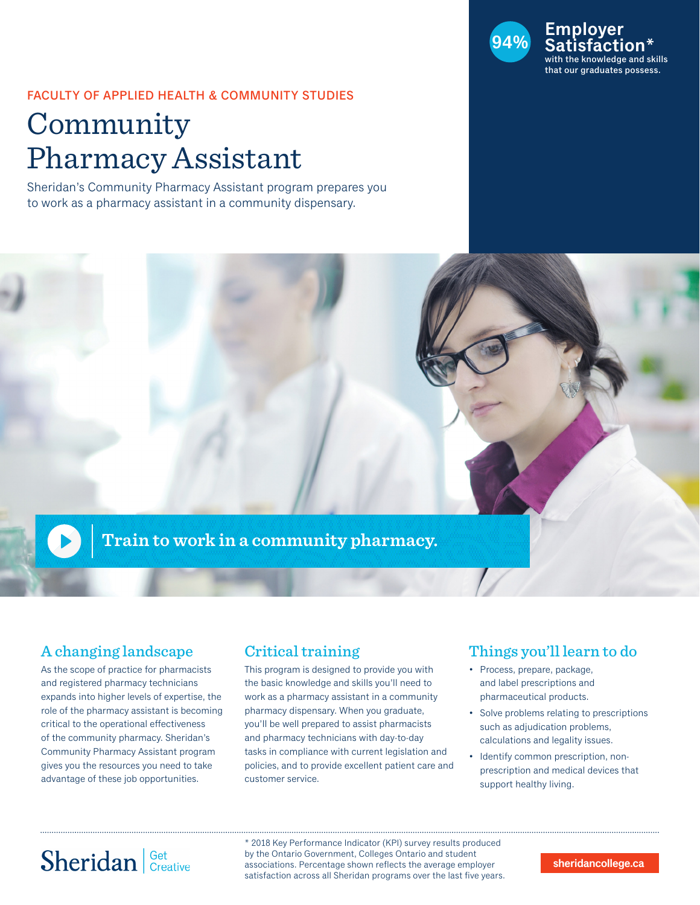**94% Employer Satisfaction***
with the knowledge and skills that our graduates possess.

FACULTY OF APPLIED HEALTH & COMMUNITY STUDIES

# Community Pharmacy Assistant

Sheridan's Community Pharmacy Assistant program prepares you to work as a pharmacy assistant in a community dispensary.

Train to work in a community pharmacy.

## A changing landscape

As the scope of practice for pharmacists and registered pharmacy technicians expands into higher levels of expertise, the role of the pharmacy assistant is becoming critical to the operational effectiveness of the community pharmacy. Sheridan's Community Pharmacy Assistant program gives you the resources you need to take advantage of these job opportunities.

## Critical training

This program is designed to provide you with the basic knowledge and skills you'll need to work as a pharmacy assistant in a community pharmacy dispensary. When you graduate, you'll be well prepared to assist pharmacists and pharmacy technicians with day-to-day tasks in compliance with current legislation and policies, and to provide excellent patient care and customer service.

## Things you'll learn to do

- Process, prepare, package, and label prescriptions and pharmaceutical products.
- Solve problems relating to prescriptions such as adjudication problems, calculations and legality issues.
- Identify common prescription, non-prescription and medical devices that support healthy living.

Sheridan | Get Creative

* 2018 Key Performance Indicator (KPI) survey results produced by the Ontario Government, Colleges Ontario and student associations. Percentage shown reflects the average employer satisfaction across all Sheridan programs over the last five years.

sheridancollege.ca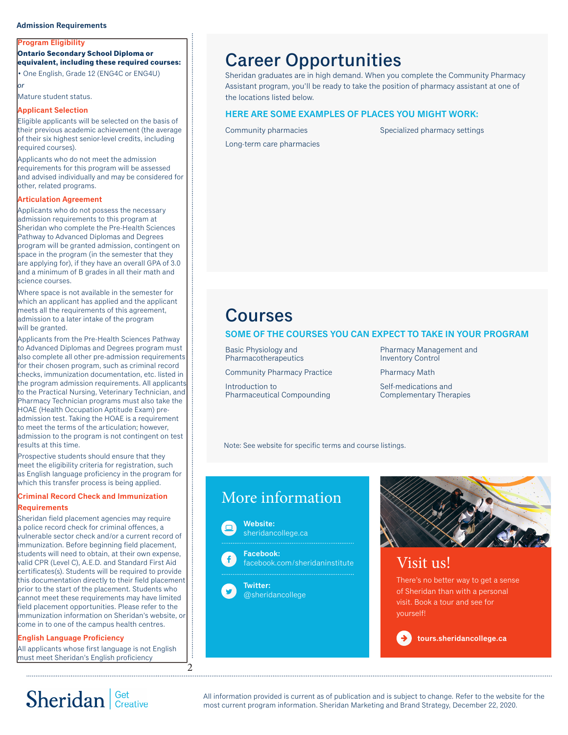## Admission Requirements

### Program Eligibility

**Ontario Secondary School Diploma or equivalent, including these required courses:**

- One English, Grade 12 (ENG4C or ENG4U)

*or*

Mature student status.

### Applicant Selection

Eligible applicants will be selected on the basis of their previous academic achievement (the average of their six highest senior-level credits, including required courses).

Applicants who do not meet the admission requirements for this program will be assessed and advised individually and may be considered for other, related programs.

### Articulation Agreement

Applicants who do not possess the necessary admission requirements to this program at Sheridan who complete the Pre-Health Sciences Pathway to Advanced Diplomas and Degrees program will be granted admission, contingent on space in the program (in the semester that they are applying for), if they have an overall GPA of 3.0 and a minimum of B grades in all their math and science courses.

Where space is not available in the semester for which an applicant has applied and the applicant meets all the requirements of this agreement, admission to a later intake of the program will be granted.

Applicants from the Pre-Health Sciences Pathway to Advanced Diplomas and Degrees program must also complete all other pre-admission requirements for their chosen program, such as criminal record checks, immunization documentation, etc. listed in the program admission requirements. All applicants to the Practical Nursing, Veterinary Technician, and Pharmacy Technician programs must also take the HOAE (Health Occupation Aptitude Exam) pre-admission test. Taking the HOAE is a requirement to meet the terms of the articulation; however, admission to the program is not contingent on test results at this time.

Prospective students should ensure that they meet the eligibility criteria for registration, such as English language proficiency in the program for which this transfer process is being applied.

### Criminal Record Check and Immunization Requirements

Sheridan field placement agencies may require a police record check for criminal offences, a vulnerable sector check and/or a current record of immunization. Before beginning field placement, students will need to obtain, at their own expense, valid CPR (Level C), A.E.D. and Standard First Aid certificates(s). Students will be required to provide this documentation directly to their field placement prior to the start of the placement. Students who cannot meet these requirements may have limited field placement opportunities. Please refer to the immunization information on Sheridan's website, or come in to one of the campus health centres.

### English Language Proficiency

All applicants whose first language is not English must meet Sheridan's English proficiency

# Career Opportunities

Sheridan graduates are in high demand. When you complete the Community Pharmacy Assistant program, you'll be ready to take the position of pharmacy assistant at one of the locations listed below.

### HERE ARE SOME EXAMPLES OF PLACES YOU MIGHT WORK:

- Community pharmacies
- Long-term care pharmacies
- Specialized pharmacy settings

# Courses

### SOME OF THE COURSES YOU CAN EXPECT TO TAKE IN YOUR PROGRAM

- Basic Physiology and Pharmacotherapeutics
- Community Pharmacy Practice
- Introduction to Pharmaceutical Compounding
- Pharmacy Management and Inventory Control
- Pharmacy Math
- Self-medications and Complementary Therapies

Note: See website for specific terms and course listings.

## More information

**Website:** sheridancollege.ca

**Facebook:** facebook.com/sheridaninstitute

**Twitter:** @sheridancollege

## Visit us!

There's no better way to get a sense of Sheridan than with a personal visit. Book a tour and see for yourself!

**tours.sheridancollege.ca**

Sheridan | Get Creative

All information provided is current as of publication and is subject to change. Refer to the website for the most current program information. Sheridan Marketing and Brand Strategy, December 22, 2020.